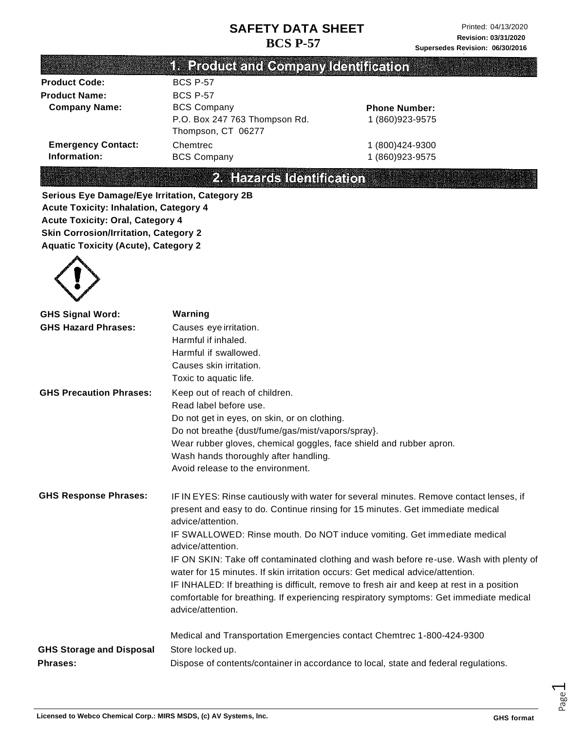# SAFETY DATA SHEET
## BCS P-57

Printed: 04/13/2020
**Revision: 03/31/2020**
**Supersedes Revision: 06/30/2016**

## 1. Product and Company Identification

| | | |
|---|---|---|
| **Product Code:** | BCS P-57 | |
| **Product Name:** | BCS P-57 | |
| **Company Name:** | BCS Company<br>P.O. Box 247 763 Thompson Rd.<br>Thompson, CT 06277 | **Phone Number:**<br>1 (860)923-9575 |
| **Emergency Contact: Information:** | Chemtrec<br>BCS Company | 1 (800)424-9300<br>1 (860)923-9575 |

## 2. Hazards Identification

**Serious Eye Damage/Eye Irritation, Category 2B**
**Acute Toxicity: Inhalation, Category 4**
**Acute Toxicity: Oral, Category 4**
**Skin Corrosion/Irritation, Category 2**
**Aquatic Toxicity (Acute), Category 2**

**GHS Signal Word:** **Warning**

**GHS Hazard Phrases:**
Causes eye irritation.
Harmful if inhaled.
Harmful if swallowed.
Causes skin irritation.
Toxic to aquatic life.

**GHS Precaution Phrases:**
Keep out of reach of children.
Read label before use.
Do not get in eyes, on skin, or on clothing.
Do not breathe {dust/fume/gas/mist/vapors/spray}.
Wear rubber gloves, chemical goggles, face shield and rubber apron.
Wash hands thoroughly after handling.
Avoid release to the environment.

**GHS Response Phrases:**
IF IN EYES: Rinse cautiously with water for several minutes. Remove contact lenses, if present and easy to do. Continue rinsing for 15 minutes. Get immediate medical advice/attention.
IF SWALLOWED: Rinse mouth. Do NOT induce vomiting. Get immediate medical advice/attention.
IF ON SKIN: Take off contaminated clothing and wash before re-use. Wash with plenty of water for 15 minutes. If skin irritation occurs: Get medical advice/attention.
IF INHALED: If breathing is difficult, remove to fresh air and keep at rest in a position comfortable for breathing. If experiencing respiratory symptoms: Get immediate medical advice/attention.

Medical and Transportation Emergencies contact Chemtrec 1-800-424-9300

**GHS Storage and Disposal Phrases:**
Store locked up.
Dispose of contents/container in accordance to local, state and federal regulations.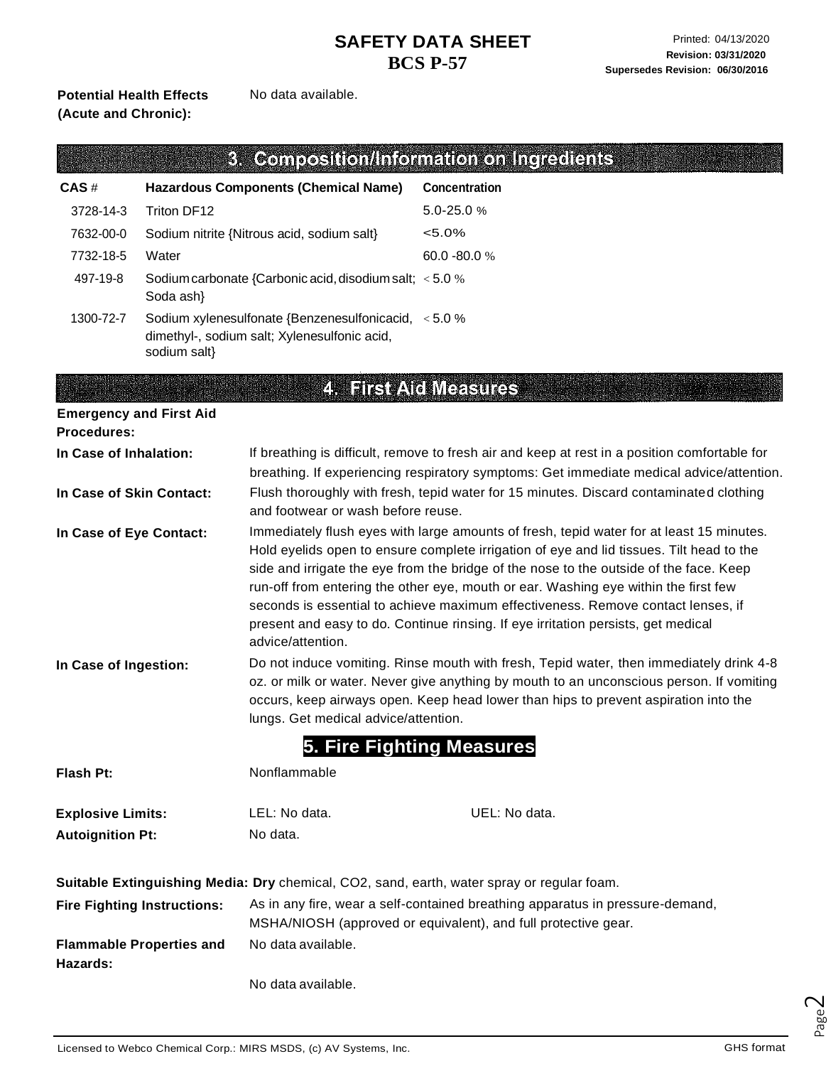**Potential Health Effects (Acute and Chronic):** No data available.

## 3. Composition/Information on Ingredients

| CAS # | Hazardous Components (Chemical Name) | Concentration |
|---|---|---|
| 3728-14-3 | Triton DF12 | 5.0-25.0 % |
| 7632-00-0 | Sodium nitrite {Nitrous acid, sodium salt} | <5.0% |
| 7732-18-5 | Water | 60.0 -80.0 % |
| 497-19-8 | Sodium carbonate {Carbonic acid, disodium salt; Soda ash} | < 5.0 % |
| 1300-72-7 | Sodium xylenesulfonate {Benzenesulfonicacid, dimethyl-, sodium salt; Xylenesulfonic acid, sodium salt} | < 5.0 % |

## 4. First Aid Measures

**Emergency and First Aid Procedures:**

**In Case of Inhalation:** If breathing is difficult, remove to fresh air and keep at rest in a position comfortable for breathing. If experiencing respiratory symptoms: Get immediate medical advice/attention.

**In Case of Skin Contact:** Flush thoroughly with fresh, tepid water for 15 minutes. Discard contaminated clothing and footwear or wash before reuse.

**In Case of Eye Contact:** Immediately flush eyes with large amounts of fresh, tepid water for at least 15 minutes. Hold eyelids open to ensure complete irrigation of eye and lid tissues. Tilt head to the side and irrigate the eye from the bridge of the nose to the outside of the face. Keep run-off from entering the other eye, mouth or ear. Washing eye within the first few seconds is essential to achieve maximum effectiveness. Remove contact lenses, if present and easy to do. Continue rinsing. If eye irritation persists, get medical advice/attention.

**In Case of Ingestion:** Do not induce vomiting. Rinse mouth with fresh, Tepid water, then immediately drink 4-8 oz. or milk or water. Never give anything by mouth to an unconscious person. If vomiting occurs, keep airways open. Keep head lower than hips to prevent aspiration into the lungs. Get medical advice/attention.

## 5. Fire Fighting Measures

**Flash Pt:** Nonflammable

**Explosive Limits:** LEL: No data. UEL: No data.

**Autoignition Pt:** No data.

**Suitable Extinguishing Media: Dry** chemical, CO2, sand, earth, water spray or regular foam.

**Fire Fighting Instructions:** As in any fire, wear a self-contained breathing apparatus in pressure-demand, MSHA/NIOSH (approved or equivalent), and full protective gear.

**Flammable Properties and Hazards:** No data available.

No data available.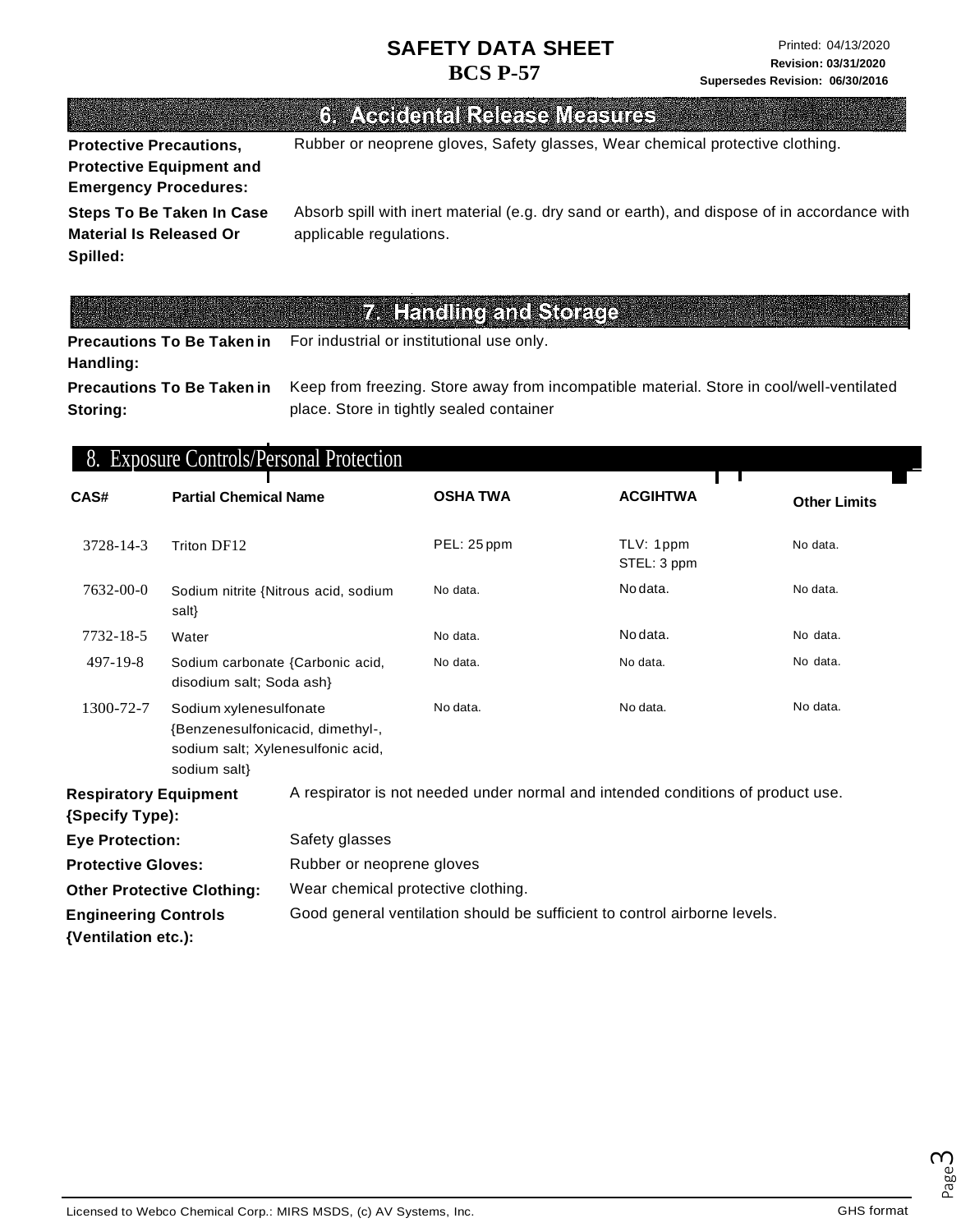## 6. Accidental Release Measures

**Protective Precautions, Protective Equipment and Emergency Procedures:** Rubber or neoprene gloves, Safety glasses, Wear chemical protective clothing.

**Steps To Be Taken In Case Material Is Released Or Spilled:** Absorb spill with inert material (e.g. dry sand or earth), and dispose of in accordance with applicable regulations.

## 7. Handling and Storage

**Precautions To Be Taken in Handling:** For industrial or institutional use only.

**Precautions To Be Taken in Storing:** Keep from freezing. Store away from incompatible material. Store in cool/well-ventilated place. Store in tightly sealed container

## 8. Exposure Controls/Personal Protection

| CAS# | Partial Chemical Name | OSHA TWA | ACGIHTWA | Other Limits |
|---|---|---|---|---|
| 3728-14-3 | Triton DF12 | PEL: 25 ppm | TLV: 1ppm<br>STEL: 3 ppm | No data. |
| 7632-00-0 | Sodium nitrite {Nitrous acid, sodium salt} | No data. | No data. | No data. |
| 7732-18-5 | Water | No data. | No data. | No data. |
| 497-19-8 | Sodium carbonate {Carbonic acid, disodium salt; Soda ash} | No data. | No data. | No data. |
| 1300-72-7 | Sodium xylenesulfonate {Benzenesulfonicacid, dimethyl-, sodium salt; Xylenesulfonic acid, sodium salt} | No data. | No data. | No data. |

**Respiratory Equipment {Specify Type):** A respirator is not needed under normal and intended conditions of product use.

**Eye Protection:** Safety glasses

**Protective Gloves:** Rubber or neoprene gloves

**Other Protective Clothing:** Wear chemical protective clothing.

**Engineering Controls {Ventilation etc.):** Good general ventilation should be sufficient to control airborne levels.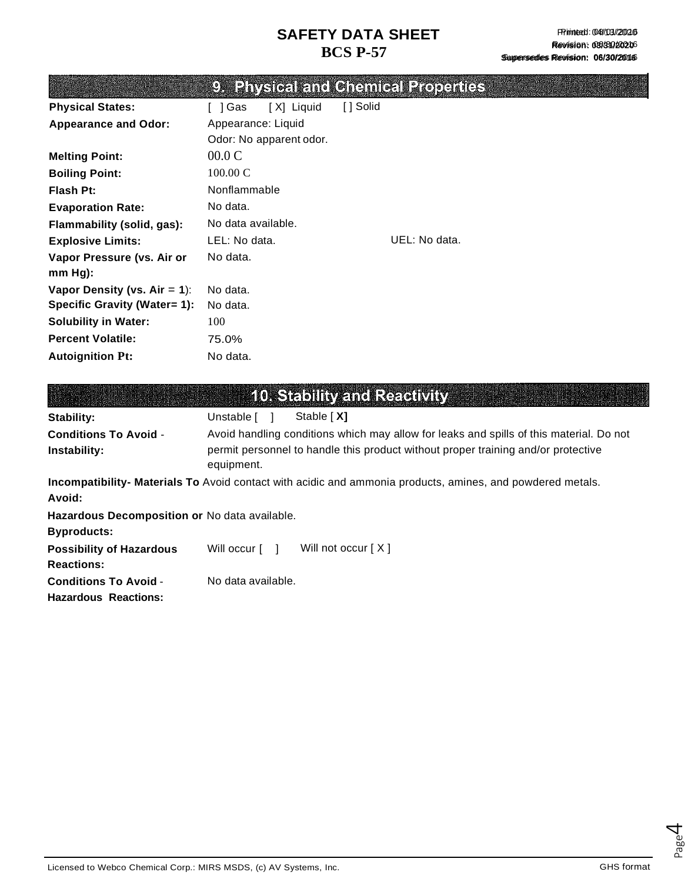# SAFETY DATA SHEET
## BCS P-57

Printed: 04/01/2016
Revision: 03/30/2016
Supersedes Revision: 06/30/2016

## 9. Physical and Chemical Properties

| | |
|---|---|
| **Physical States:** | [ ] Gas [X] Liquid [ ] Solid |
| **Appearance and Odor:** | Appearance: Liquid<br>Odor: No apparent odor. |
| **Melting Point:** | 00.0 C |
| **Boiling Point:** | 100.00 C |
| **Flash Pt:** | Nonflammable |
| **Evaporation Rate:** | No data. |
| **Flammability (solid, gas):** | No data available. |
| **Explosive Limits:** | LEL: No data. UEL: No data. |
| **Vapor Pressure (vs. Air or mm Hg):** | No data. |
| **Vapor Density (vs. Air = 1):** | No data. |
| **Specific Gravity (Water= 1):** | No data. |
| **Solubility in Water:** | 100 |
| **Percent Volatile:** | 75.0% |
| **Autoignition Pt:** | No data. |

## 10. Stability and Reactivity

| | |
|---|---|
| **Stability:** | Unstable [ ] Stable [ X] |
| **Conditions To Avoid - Instability:** | Avoid handling conditions which may allow for leaks and spills of this material. Do not permit personnel to handle this product without proper training and/or protective equipment. |
| **Incompatibility- Materials To Avoid:** | Avoid contact with acidic and ammonia products, amines, and powdered metals. |
| **Hazardous Decomposition or Byproducts:** | No data available. |
| **Possibility of Hazardous Reactions:** | Will occur [ ] Will not occur [ X ] |
| **Conditions To Avoid - Hazardous Reactions:** | No data available. |

Licensed to Webco Chemical Corp.: MIRS MSDS, (c) AV Systems, Inc. GHS format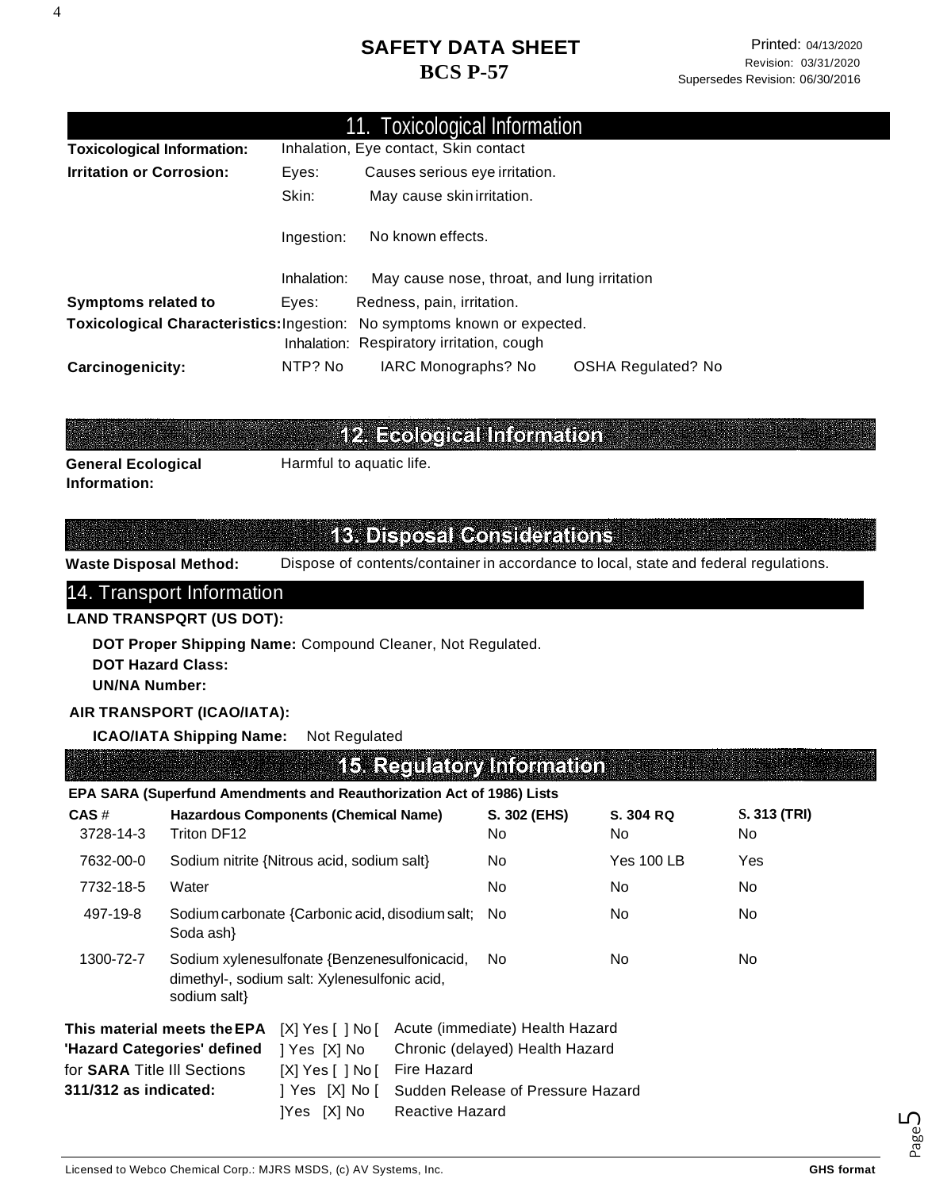# SAFETY DATA SHEET
## BCS P-57

Printed: 04/13/2020
Revision: 03/31/2020
Supersedes Revision: 06/30/2016

## 11. Toxicological Information

**Toxicological Information:** Inhalation, Eye contact, Skin contact

**Irritation or Corrosion:**
- Eyes: Causes serious eye irritation.
- Skin: May cause skin irritation.
- Ingestion: No known effects.
- Inhalation: May cause nose, throat, and lung irritation

**Symptoms related to Toxicological Characteristics:**
- Eyes: Redness, pain, irritation.
- Ingestion: No symptoms known or expected.
- Inhalation: Respiratory irritation, cough

**Carcinogenicity:** NTP? No IARC Monographs? No OSHA Regulated? No

## 12. Ecological Information

**General Ecological Information:** Harmful to aquatic life.

## 13. Disposal Considerations

**Waste Disposal Method:** Dispose of contents/container in accordance to local, state and federal regulations.

## 14. Transport Information

**LAND TRANSPQRT (US DOT):**

**DOT Proper Shipping Name:** Compound Cleaner, Not Regulated.
**DOT Hazard Class:**
**UN/NA Number:**

**AIR TRANSPORT (ICAO/IATA):**

**ICAO/IATA Shipping Name:** Not Regulated

## 15. Regulatory Information

**EPA SARA (Superfund Amendments and Reauthorization Act of 1986) Lists**

| CAS # | Hazardous Components (Chemical Name) | S. 302 (EHS) | S. 304 RQ | S. 313 (TRI) |
|---|---|---|---|---|
| 3728-14-3 | Triton DF12 | No | No | No |
| 7632-00-0 | Sodium nitrite {Nitrous acid, sodium salt} | No | Yes 100 LB | Yes |
| 7732-18-5 | Water | No | No | No |
| 497-19-8 | Sodium carbonate {Carbonic acid, disodium salt; Soda ash} | No | No | No |
| 1300-72-7 | Sodium xylenesulfonate {Benzenesulfonicacid, dimethyl-, sodium salt: Xylenesulfonic acid, sodium salt} | No | No | No |

**This material meets the EPA 'Hazard Categories' defined for SARA Title Ill Sections 311/312 as indicated:**

- [X] Yes [ ] No [ Acute (immediate) Health Hazard
- ] Yes [X] No Chronic (delayed) Health Hazard
- [X] Yes [ ] No [ Fire Hazard
- ] Yes [X] No [ Sudden Release of Pressure Hazard
- ]Yes [X] No Reactive Hazard

Licensed to Webco Chemical Corp.: MJRS MSDS, (c) AV Systems, Inc. GHS format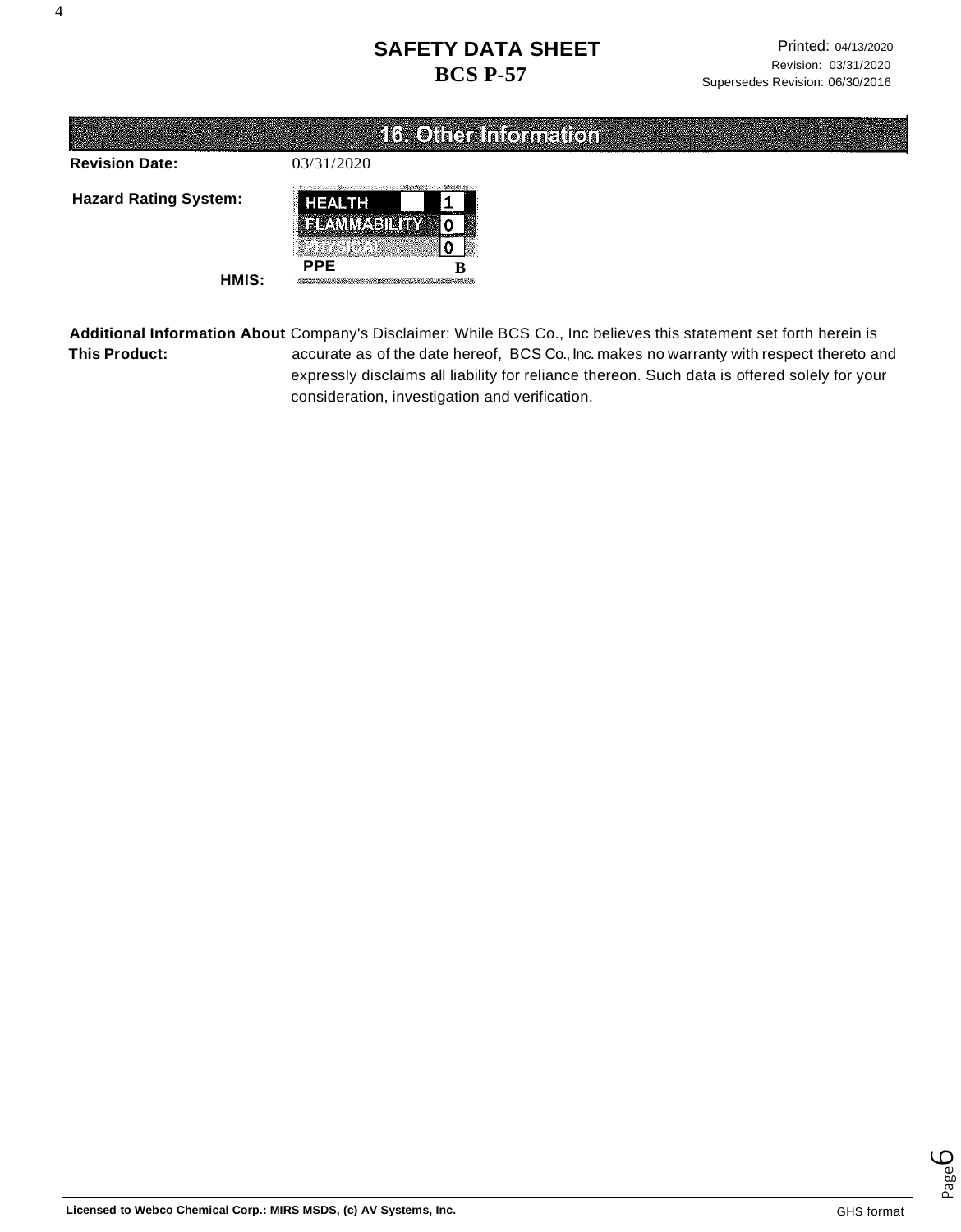# SAFETY DATA SHEET
## BCS P-57

Printed: 04/13/2020
Revision: 03/31/2020
Supersedes Revision: 06/30/2016

## 16. Other Information

**Revision Date:** 03/31/2020

**Hazard Rating System:**

**HMIS:**

| | |
|---|---|
| HEALTH | 1 |
| FLAMMABILITY | 0 |
| PHYSICAL | 0 |
| PPE | B |

**Additional Information About This Product:** Company's Disclaimer: While BCS Co., Inc believes this statement set forth herein is accurate as of the date hereof, BCS Co., Inc. makes no warranty with respect thereto and expressly disclaims all liability for reliance thereon. Such data is offered solely for your consideration, investigation and verification.

Licensed to Webco Chemical Corp.: MIRS MSDS, (c) AV Systems, Inc.

GHS format